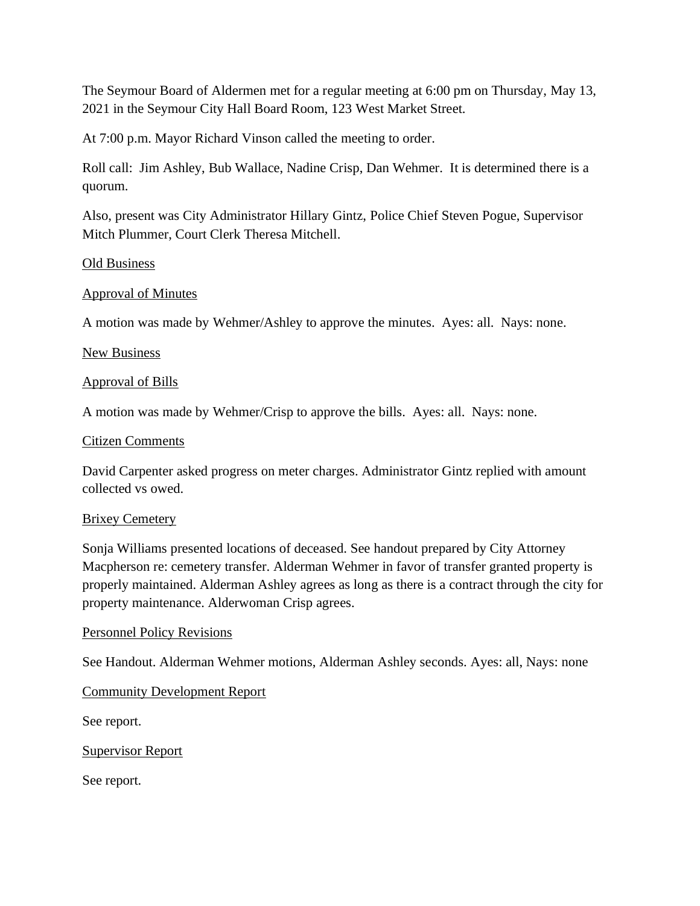The Seymour Board of Aldermen met for a regular meeting at 6:00 pm on Thursday, May 13, 2021 in the Seymour City Hall Board Room, 123 West Market Street.

At 7:00 p.m. Mayor Richard Vinson called the meeting to order.

Roll call: Jim Ashley, Bub Wallace, Nadine Crisp, Dan Wehmer. It is determined there is a quorum.

Also, present was City Administrator Hillary Gintz, Police Chief Steven Pogue, Supervisor Mitch Plummer, Court Clerk Theresa Mitchell.

<u>Old Business</u>

<u>Approval of Minutes</u>

A motion was made by Wehmer/Ashley to approve the minutes. Ayes: all. Nays: none.

<u>New Business</u>

<u>Approval of Bills</u>

A motion was made by Wehmer/Crisp to approve the bills. Ayes: all. Nays: none.

<u>Citizen Comments</u>

David Carpenter asked progress on meter charges. Administrator Gintz replied with amount collected vs owed.

<u>Brixey Cemetery</u>

Sonja Williams presented locations of deceased. See handout prepared by City Attorney Macpherson re: cemetery transfer. Alderman Wehmer in favor of transfer granted property is properly maintained. Alderman Ashley agrees as long as there is a contract through the city for property maintenance. Alderwoman Crisp agrees.

<u>Personnel Policy Revisions</u>

See Handout. Alderman Wehmer motions, Alderman Ashley seconds. Ayes: all, Nays: none

<u>Community Development Report</u>

See report.

<u>Supervisor Report</u>

See report.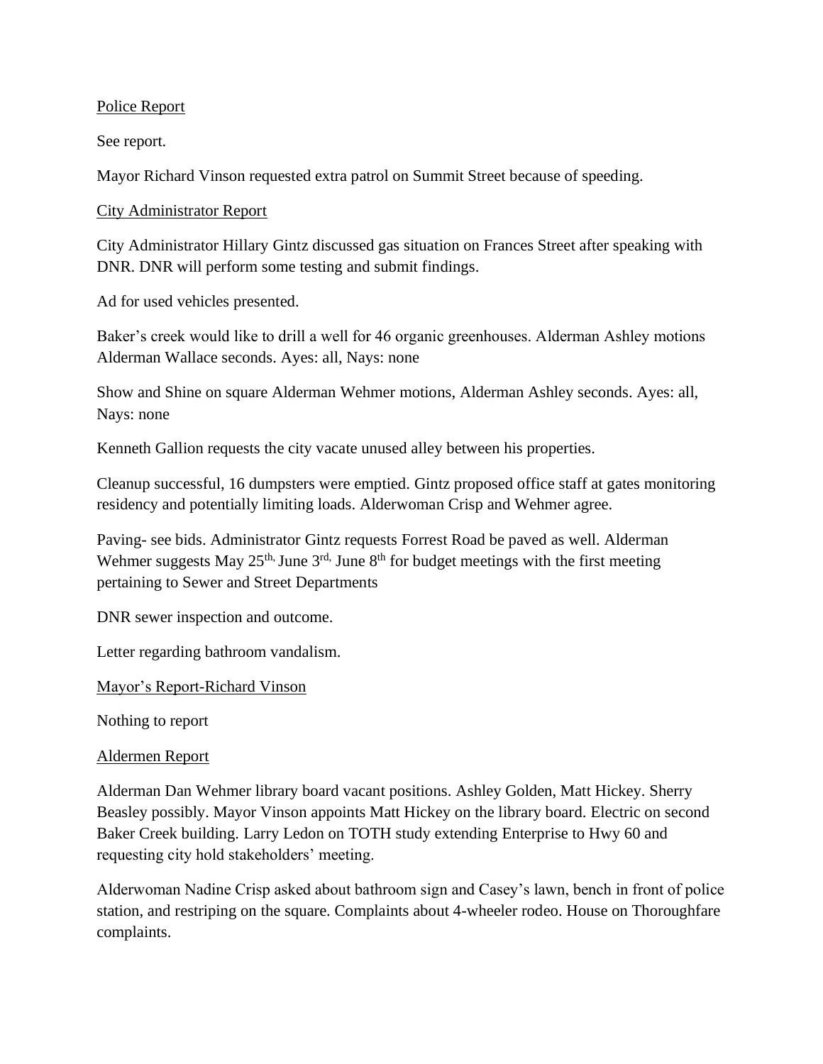Police Report

See report.

Mayor Richard Vinson requested extra patrol on Summit Street because of speeding.

City Administrator Report

City Administrator Hillary Gintz discussed gas situation on Frances Street after speaking with DNR. DNR will perform some testing and submit findings.

Ad for used vehicles presented.

Baker's creek would like to drill a well for 46 organic greenhouses. Alderman Ashley motions Alderman Wallace seconds. Ayes: all, Nays: none

Show and Shine on square Alderman Wehmer motions, Alderman Ashley seconds. Ayes: all, Nays: none

Kenneth Gallion requests the city vacate unused alley between his properties.

Cleanup successful, 16 dumpsters were emptied. Gintz proposed office staff at gates monitoring residency and potentially limiting loads. Alderwoman Crisp and Wehmer agree.

Paving- see bids. Administrator Gintz requests Forrest Road be paved as well. Alderman Wehmer suggests May 25th, June 3rd, June 8th for budget meetings with the first meeting pertaining to Sewer and Street Departments

DNR sewer inspection and outcome.

Letter regarding bathroom vandalism.

Mayor's Report-Richard Vinson

Nothing to report

Aldermen Report

Alderman Dan Wehmer library board vacant positions. Ashley Golden, Matt Hickey. Sherry Beasley possibly. Mayor Vinson appoints Matt Hickey on the library board. Electric on second Baker Creek building. Larry Ledon on TOTH study extending Enterprise to Hwy 60 and requesting city hold stakeholders' meeting.

Alderwoman Nadine Crisp asked about bathroom sign and Casey's lawn, bench in front of police station, and restriping on the square. Complaints about 4-wheeler rodeo. House on Thoroughfare complaints.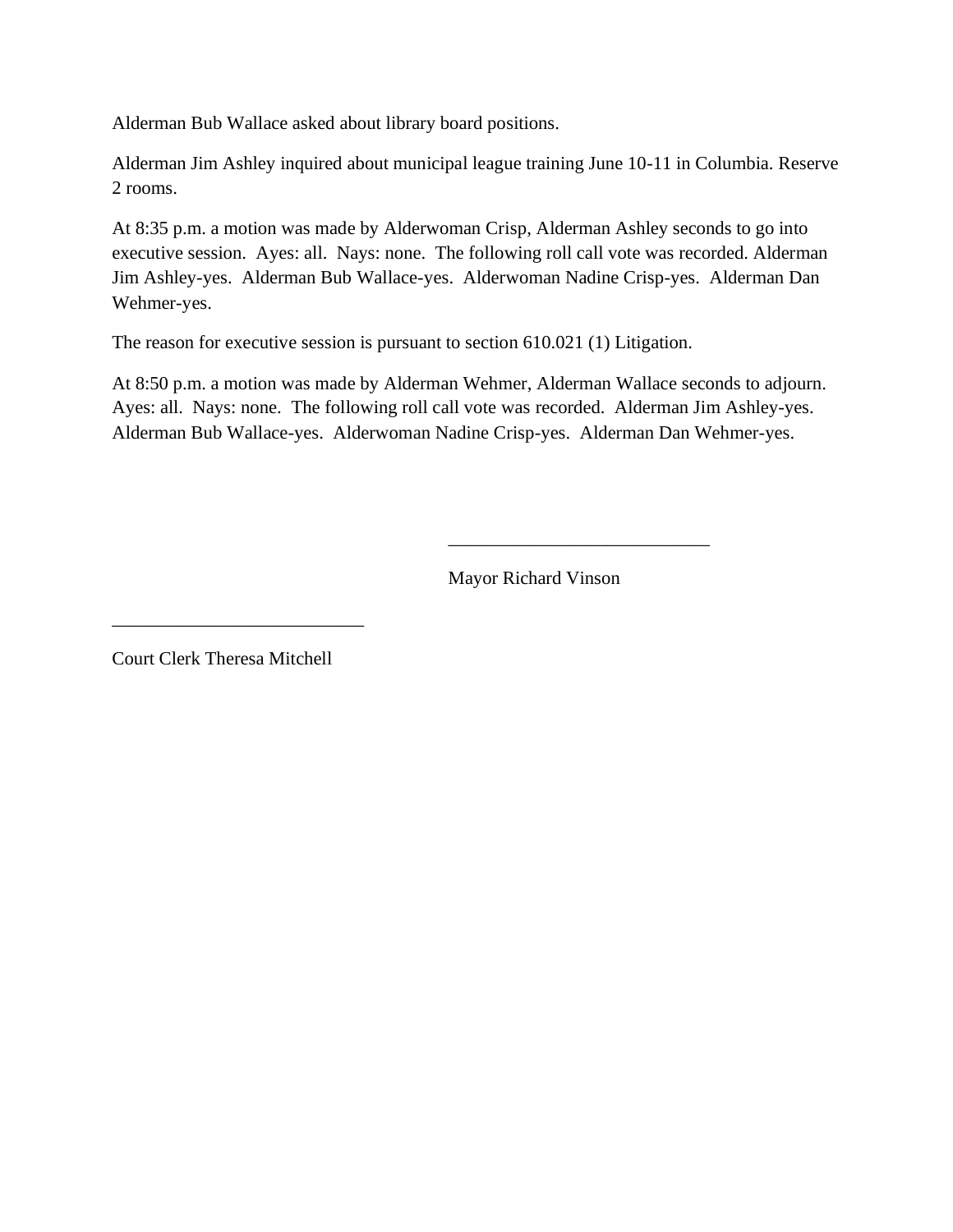Alderman Bub Wallace asked about library board positions.

Alderman Jim Ashley inquired about municipal league training June 10-11 in Columbia. Reserve 2 rooms.

At 8:35 p.m. a motion was made by Alderwoman Crisp, Alderman Ashley seconds to go into executive session. Ayes: all. Nays: none. The following roll call vote was recorded. Alderman Jim Ashley-yes. Alderman Bub Wallace-yes. Alderwoman Nadine Crisp-yes. Alderman Dan Wehmer-yes.

The reason for executive session is pursuant to section 610.021 (1) Litigation.

At 8:50 p.m. a motion was made by Alderman Wehmer, Alderman Wallace seconds to adjourn. Ayes: all. Nays: none. The following roll call vote was recorded. Alderman Jim Ashley-yes. Alderman Bub Wallace-yes. Alderwoman Nadine Crisp-yes. Alderman Dan Wehmer-yes.

\_\_\_\_\_\_\_\_\_\_\_\_\_\_\_\_\_\_\_\_\_\_\_\_\_\_\_\_

Mayor Richard Vinson

\_\_\_\_\_\_\_\_\_\_\_\_\_\_\_\_\_\_\_\_\_\_\_\_\_\_\_\_

Court Clerk Theresa Mitchell